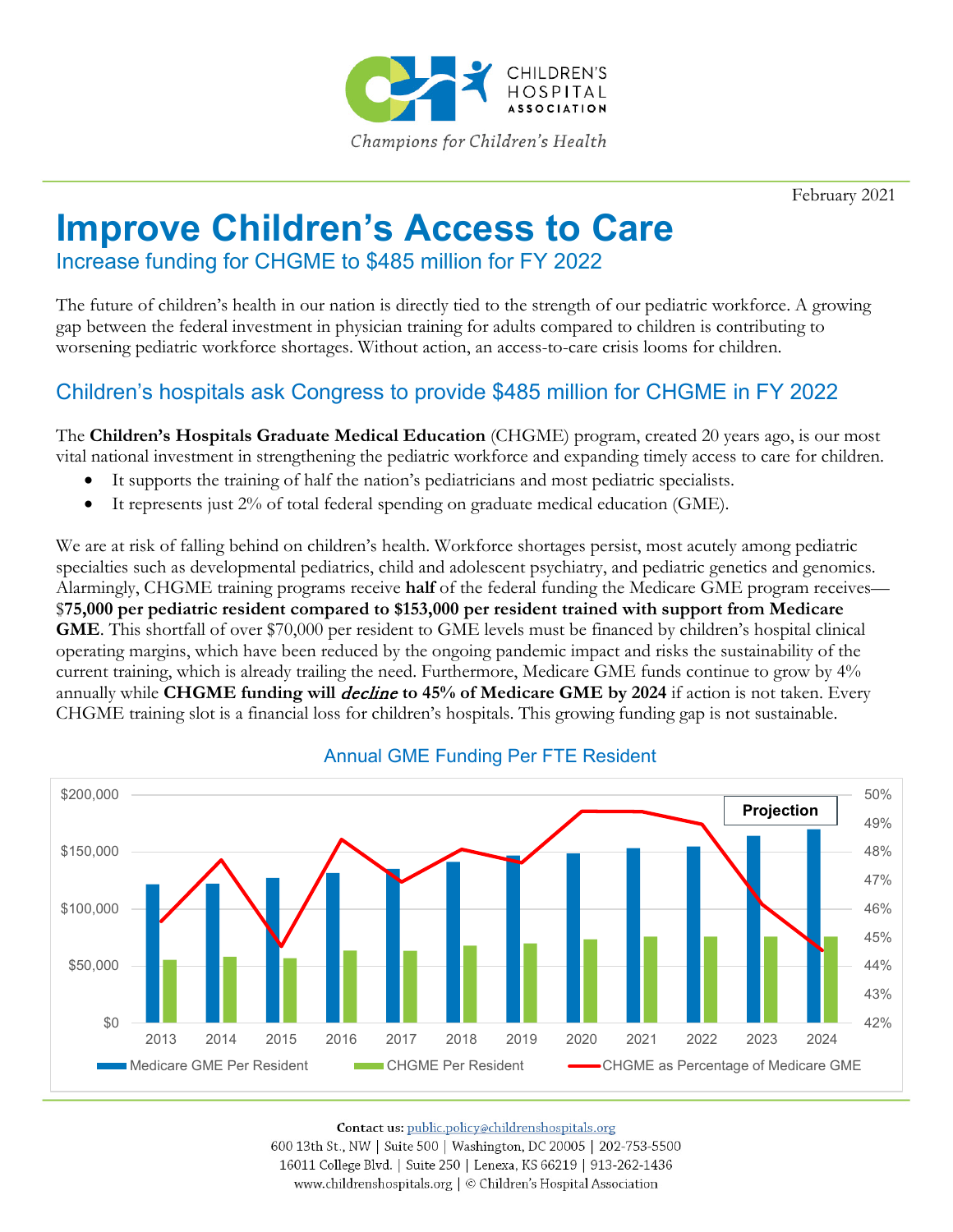February 2021

# Improve Children's Access to Care

## Increase funding for CHGME to $485 million for FY 2022

The future of children's health in our nation is directly tied to the strength of our pediatric workforce. A growing gap between the federal investment in physician training for adults compared to children is contributing to worsening pediatric workforce shortages. Without action, an access-to-care crisis looms for children.

## Children's hospitals ask Congress to provide $485 million for CHGME in FY 2022

The **Children's Hospitals Graduate Medical Education** (CHGME) program, created 20 years ago, is our most vital national investment in strengthening the pediatric workforce and expanding timely access to care for children.

- It supports the training of half the nation's pediatricians and most pediatric specialists.
- It represents just 2% of total federal spending on graduate medical education (GME).

We are at risk of falling behind on children's health. Workforce shortages persist, most acutely among pediatric specialties such as developmental pediatrics, child and adolescent psychiatry, and pediatric genetics and genomics. Alarmingly, CHGME training programs receive **half** of the federal funding the Medicare GME program receives—$**75,000 per pediatric resident compared to $153,000 per resident trained with support from Medicare GME**. This shortfall of over $70,000 per resident to GME levels must be financed by children's hospital clinical operating margins, which have been reduced by the ongoing pandemic impact and risks the sustainability of the current training, which is already trailing the need. Furthermore, Medicare GME funds continue to grow by 4% annually while **CHGME funding will *decline* to 45% of Medicare GME by 2024** if action is not taken. Every CHGME training slot is a financial loss for children's hospitals. This growing funding gap is not sustainable.

### Annual GME Funding Per FTE Resident

Projection

Legend: Medicare GME Per Resident; CHGME Per Resident; CHGME as Percentage of Medicare GME

Contact us: public.policy@childrenshospitals.org
600 13th St., NW | Suite 500 | Washington, DC 20005 | 202-753-5500
16011 College Blvd. | Suite 250 | Lenexa, KS 66219 | 913-262-1436
www.childrenshospitals.org | © Children's Hospital Association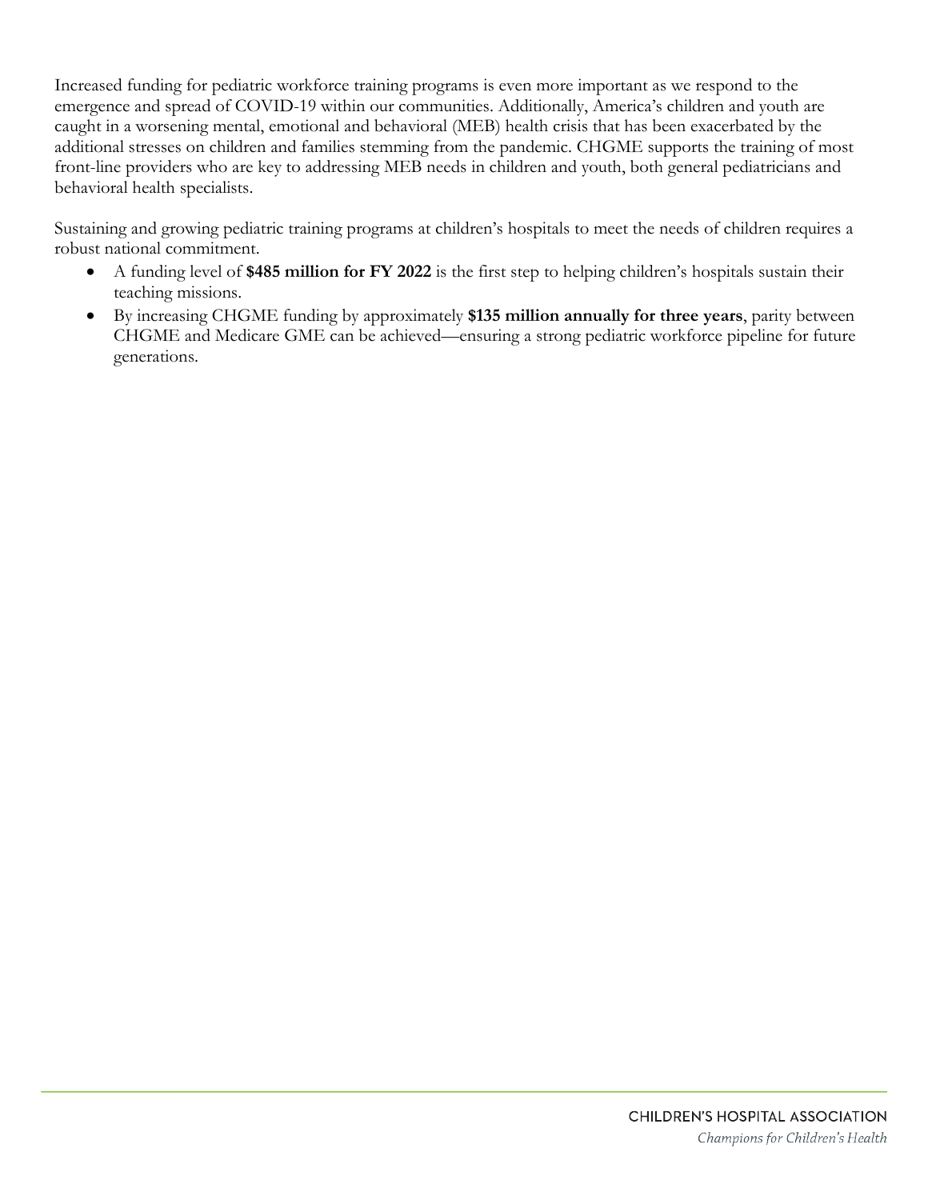Increased funding for pediatric workforce training programs is even more important as we respond to the emergence and spread of COVID-19 within our communities. Additionally, America's children and youth are caught in a worsening mental, emotional and behavioral (MEB) health crisis that has been exacerbated by the additional stresses on children and families stemming from the pandemic. CHGME supports the training of most front-line providers who are key to addressing MEB needs in children and youth, both general pediatricians and behavioral health specialists.

Sustaining and growing pediatric training programs at children's hospitals to meet the needs of children requires a robust national commitment.

- A funding level of **$485 million for FY 2022** is the first step to helping children's hospitals sustain their teaching missions.
- By increasing CHGME funding by approximately **$135 million annually for three years**, parity between CHGME and Medicare GME can be achieved—ensuring a strong pediatric workforce pipeline for future generations.